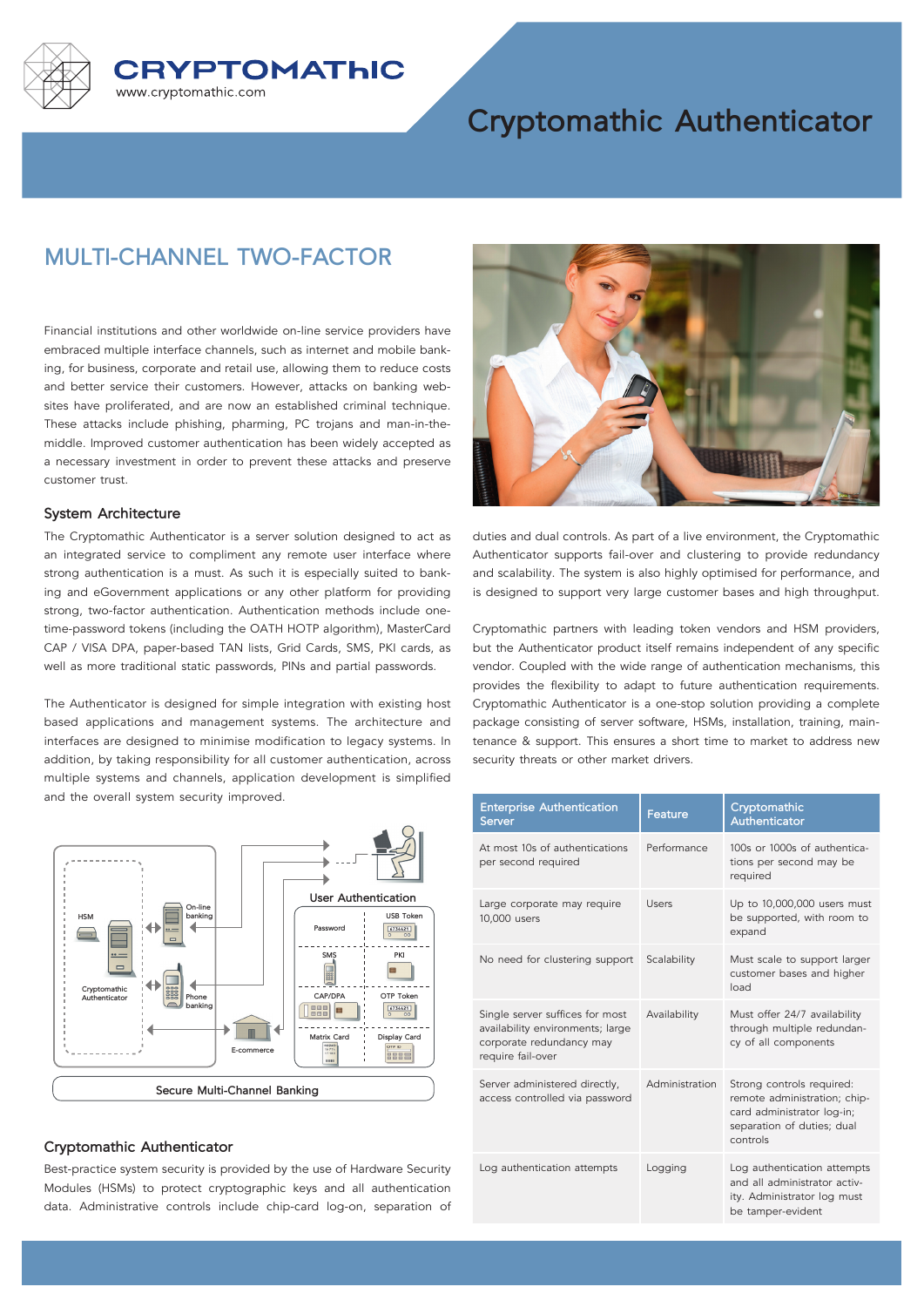# Cryptomathic Authenticator

## MULTI-CHANNEL TWO-FACTOR

Financial institutions and other worldwide on-line service providers have embraced multiple interface channels, such as internet and mobile banking, for business, corporate and retail use, allowing them to reduce costs and better service their customers. However, attacks on banking websites have proliferated, and are now an established criminal technique. These attacks include phishing, pharming, PC trojans and man-in-the-middle. Improved customer authentication has been widely accepted as a necessary investment in order to prevent these attacks and preserve customer trust.

### System Architecture

The Cryptomathic Authenticator is a server solution designed to act as an integrated service to compliment any remote user interface where strong authentication is a must. As such it is especially suited to banking and eGovernment applications or any other platform for providing strong, two-factor authentication. Authentication methods include one-time-password tokens (including the OATH HOTP algorithm), MasterCard CAP / VISA DPA, paper-based TAN lists, Grid Cards, SMS, PKI cards, as well as more traditional static passwords, PINs and partial passwords.

The Authenticator is designed for simple integration with existing host based applications and management systems. The architecture and interfaces are designed to minimise modification to legacy systems. In addition, by taking responsibility for all customer authentication, across multiple systems and channels, application development is simplified and the overall system security improved.

HSM | Cryptomathic Authenticator | On-line banking | Phone banking | E-commerce | User Authentication: Password, USB Token, SMS, PKI, CAP/DPA, OTP Token, Matrix Card, Display Card

Secure Multi-Channel Banking

### Cryptomathic Authenticator

Best-practice system security is provided by the use of Hardware Security Modules (HSMs) to protect cryptographic keys and all authentication data. Administrative controls include chip-card log-on, separation of duties and dual controls. As part of a live environment, the Cryptomathic Authenticator supports fail-over and clustering to provide redundancy and scalability. The system is also highly optimised for performance, and is designed to support very large customer bases and high throughput.

Cryptomathic partners with leading token vendors and HSM providers, but the Authenticator product itself remains independent of any specific vendor. Coupled with the wide range of authentication mechanisms, this provides the flexibility to adapt to future authentication requirements. Cryptomathic Authenticator is a one-stop solution providing a complete package consisting of server software, HSMs, installation, training, maintenance & support. This ensures a short time to market to address new security threats or other market drivers.

| Enterprise Authentication Server | Feature | Cryptomathic Authenticator |
|---|---|---|
| At most 10s of authentications per second required | Performance | 100s or 1000s of authentications per second may be required |
| Large corporate may require 10,000 users | Users | Up to 10,000,000 users must be supported, with room to expand |
| No need for clustering support | Scalability | Must scale to support larger customer bases and higher load |
| Single server suffices for most availability environments; large corporate redundancy may require fail-over | Availability | Must offer 24/7 availability through multiple redundancy of all components |
| Server administered directly, access controlled via password | Administration | Strong controls required: remote administration; chip-card administrator log-in; separation of duties; dual controls |
| Log authentication attempts | Logging | Log authentication attempts and all administrator activity. Administrator log must be tamper-evident |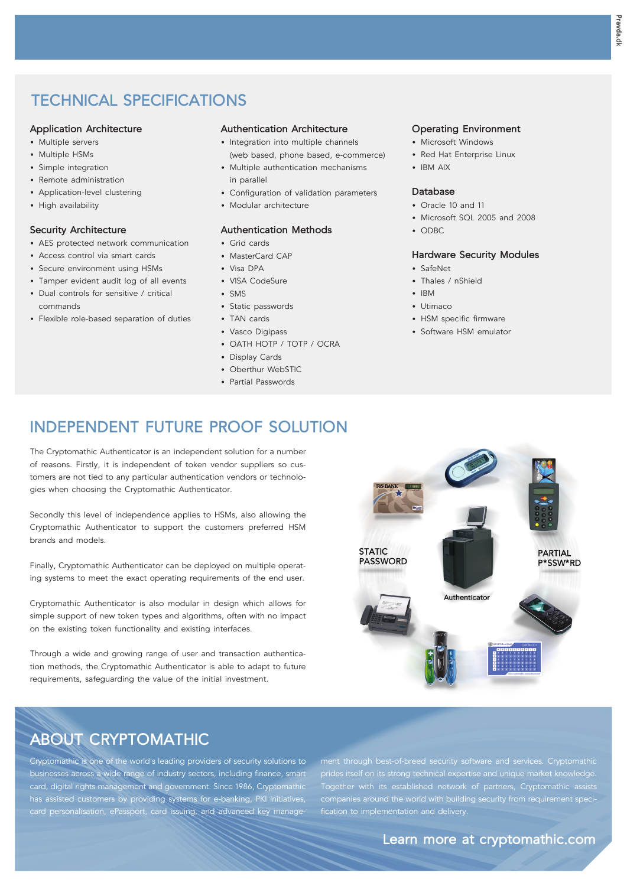## TECHNICAL SPECIFICATIONS

### Application Architecture

- Multiple servers
- Multiple HSMs
- Simple integration
- Remote administration
- Application-level clustering
- High availability

### Security Architecture

- AES protected network communication
- Access control via smart cards
- Secure environment using HSMs
- Tamper evident audit log of all events
- Dual controls for sensitive / critical commands
- Flexible role-based separation of duties

### Authentication Architecture

- Integration into multiple channels (web based, phone based, e-commerce)
- Multiple authentication mechanisms in parallel
- Configuration of validation parameters
- Modular architecture

### Authentication Methods

- Grid cards
- MasterCard CAP
- Visa DPA
- VISA CodeSure
- SMS
- Static passwords
- TAN cards
- Vasco Digipass
- OATH HOTP / TOTP / OCRA
- Display Cards
- Oberthur WebSTIC
- Partial Passwords

### Operating Environment

- Microsoft Windows
- Red Hat Enterprise Linux
- IBM AIX

### Database

- Oracle 10 and 11
- Microsoft SQL 2005 and 2008
- ODBC

### Hardware Security Modules

- SafeNet
- Thales / nShield
- IBM
- Utimaco
- HSM specific firmware
- Software HSM emulator

## INDEPENDENT FUTURE PROOF SOLUTION

The Cryptomathic Authenticator is an independent solution for a number of reasons. Firstly, it is independent of token vendor suppliers so customers are not tied to any particular authentication vendors or technologies when choosing the Cryptomathic Authenticator.

Secondly this level of independence applies to HSMs, also allowing the Cryptomathic Authenticator to support the customers preferred HSM brands and models.

Finally, Cryptomathic Authenticator can be deployed on multiple operating systems to meet the exact operating requirements of the end user.

Cryptomathic Authenticator is also modular in design which allows for simple support of new token types and algorithms, often with no impact on the existing token functionality and existing interfaces.

Through a wide and growing range of user and transaction authentication methods, the Cryptomathic Authenticator is able to adapt to future requirements, safeguarding the value of the initial investment.

STATIC PASSWORD

Authenticator

PARTIAL P*SSW*RD

## ABOUT CRYPTOMATHIC

Cryptomathic is one of the world's leading providers of security solutions to businesses across a wide range of industry sectors, including finance, smart card, digital rights management and government. Since 1986, Cryptomathic has assisted customers by providing systems for e-banking, PKI initiatives, card personalisation, ePassport, card issuing, and advanced key management through best-of-breed security software and services. Cryptomathic prides itself on its strong technical expertise and unique market knowledge. Together with its established network of partners, Cryptomathic assists companies around the world with building security from requirement specification to implementation and delivery.

Learn more at cryptomathic.com